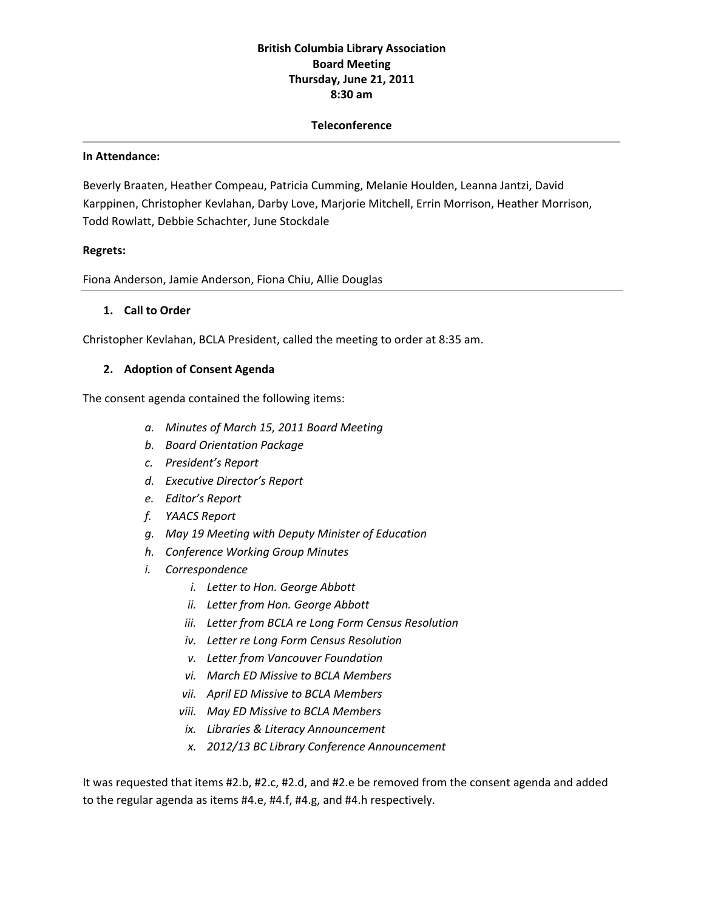**British Columbia Library Association**
**Board Meeting**
**Thursday, June 21, 2011**
**8:30 am**

**Teleconference**

---

**In Attendance:**

Beverly Braaten, Heather Compeau, Patricia Cumming, Melanie Houlden, Leanna Jantzi, David Karppinen, Christopher Kevlahan, Darby Love, Marjorie Mitchell, Errin Morrison, Heather Morrison, Todd Rowlatt, Debbie Schachter, June Stockdale

**Regrets:**

Fiona Anderson, Jamie Anderson, Fiona Chiu, Allie Douglas

---

### 1. Call to Order

Christopher Kevlahan, BCLA President, called the meeting to order at 8:35 am.

### 2. Adoption of Consent Agenda

The consent agenda contained the following items:

- a. *Minutes of March 15, 2011 Board Meeting*
- b. *Board Orientation Package*
- c. *President's Report*
- d. *Executive Director's Report*
- e. *Editor's Report*
- f. *YAACS Report*
- g. *May 19 Meeting with Deputy Minister of Education*
- h. *Conference Working Group Minutes*
- i. *Correspondence*
  - i. *Letter to Hon. George Abbott*
  - ii. *Letter from Hon. George Abbott*
  - iii. *Letter from BCLA re Long Form Census Resolution*
  - iv. *Letter re Long Form Census Resolution*
  - v. *Letter from Vancouver Foundation*
  - vi. *March ED Missive to BCLA Members*
  - vii. *April ED Missive to BCLA Members*
  - viii. *May ED Missive to BCLA Members*
  - ix. *Libraries & Literacy Announcement*
  - x. *2012/13 BC Library Conference Announcement*

It was requested that items #2.b, #2.c, #2.d, and #2.e be removed from the consent agenda and added to the regular agenda as items #4.e, #4.f, #4.g, and #4.h respectively.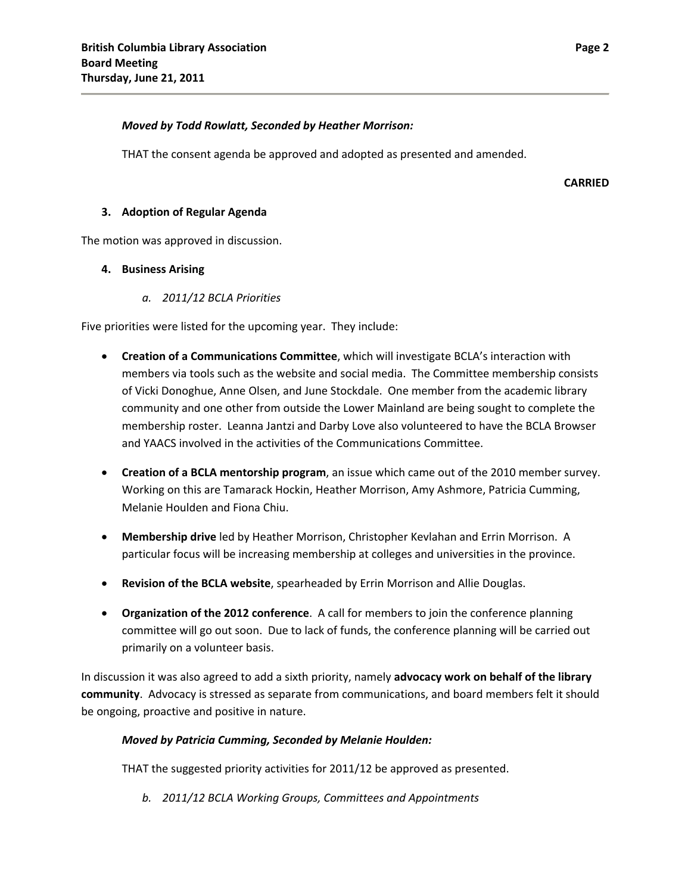*Moved by Todd Rowlatt, Seconded by Heather Morrison:*

THAT the consent agenda be approved and adopted as presented and amended.

**CARRIED**

### 3. Adoption of Regular Agenda

The motion was approved in discussion.

### 4. Business Arising

*a. 2011/12 BCLA Priorities*

Five priorities were listed for the upcoming year. They include:

- **Creation of a Communications Committee**, which will investigate BCLA's interaction with members via tools such as the website and social media. The Committee membership consists of Vicki Donoghue, Anne Olsen, and June Stockdale. One member from the academic library community and one other from outside the Lower Mainland are being sought to complete the membership roster. Leanna Jantzi and Darby Love also volunteered to have the BCLA Browser and YAACS involved in the activities of the Communications Committee.
- **Creation of a BCLA mentorship program**, an issue which came out of the 2010 member survey. Working on this are Tamarack Hockin, Heather Morrison, Amy Ashmore, Patricia Cumming, Melanie Houlden and Fiona Chiu.
- **Membership drive** led by Heather Morrison, Christopher Kevlahan and Errin Morrison. A particular focus will be increasing membership at colleges and universities in the province.
- **Revision of the BCLA website**, spearheaded by Errin Morrison and Allie Douglas.
- **Organization of the 2012 conference**. A call for members to join the conference planning committee will go out soon. Due to lack of funds, the conference planning will be carried out primarily on a volunteer basis.

In discussion it was also agreed to add a sixth priority, namely **advocacy work on behalf of the library community**. Advocacy is stressed as separate from communications, and board members felt it should be ongoing, proactive and positive in nature.

*Moved by Patricia Cumming, Seconded by Melanie Houlden:*

THAT the suggested priority activities for 2011/12 be approved as presented.

*b. 2011/12 BCLA Working Groups, Committees and Appointments*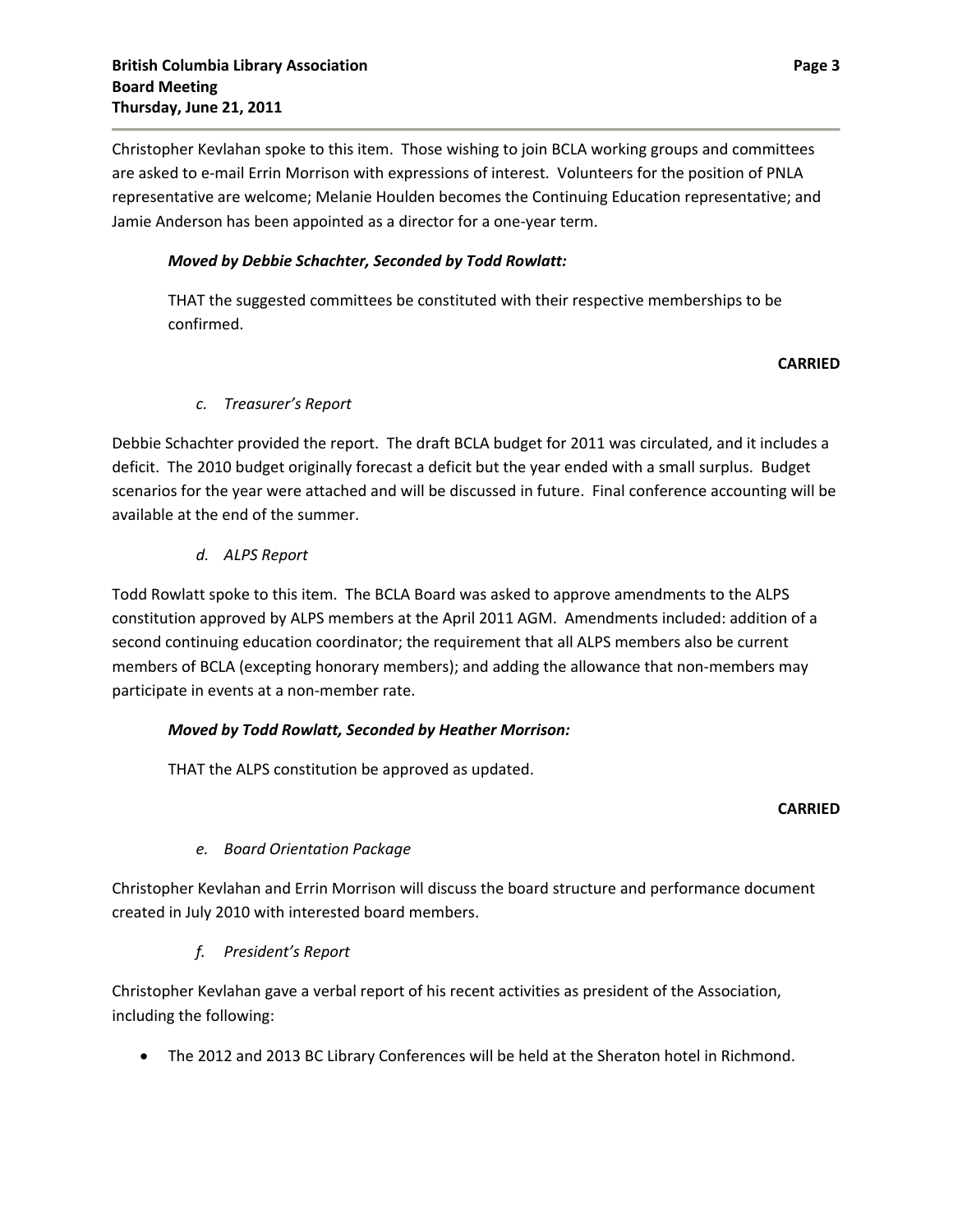Christopher Kevlahan spoke to this item. Those wishing to join BCLA working groups and committees are asked to e-mail Errin Morrison with expressions of interest. Volunteers for the position of PNLA representative are welcome; Melanie Houlden becomes the Continuing Education representative; and Jamie Anderson has been appointed as a director for a one-year term.

***Moved by Debbie Schachter, Seconded by Todd Rowlatt:***

THAT the suggested committees be constituted with their respective memberships to be confirmed.

**CARRIED**

*c. Treasurer's Report*

Debbie Schachter provided the report. The draft BCLA budget for 2011 was circulated, and it includes a deficit. The 2010 budget originally forecast a deficit but the year ended with a small surplus. Budget scenarios for the year were attached and will be discussed in future. Final conference accounting will be available at the end of the summer.

*d. ALPS Report*

Todd Rowlatt spoke to this item. The BCLA Board was asked to approve amendments to the ALPS constitution approved by ALPS members at the April 2011 AGM. Amendments included: addition of a second continuing education coordinator; the requirement that all ALPS members also be current members of BCLA (excepting honorary members); and adding the allowance that non-members may participate in events at a non-member rate.

***Moved by Todd Rowlatt, Seconded by Heather Morrison:***

THAT the ALPS constitution be approved as updated.

**CARRIED**

*e. Board Orientation Package*

Christopher Kevlahan and Errin Morrison will discuss the board structure and performance document created in July 2010 with interested board members.

*f. President's Report*

Christopher Kevlahan gave a verbal report of his recent activities as president of the Association, including the following:

- The 2012 and 2013 BC Library Conferences will be held at the Sheraton hotel in Richmond.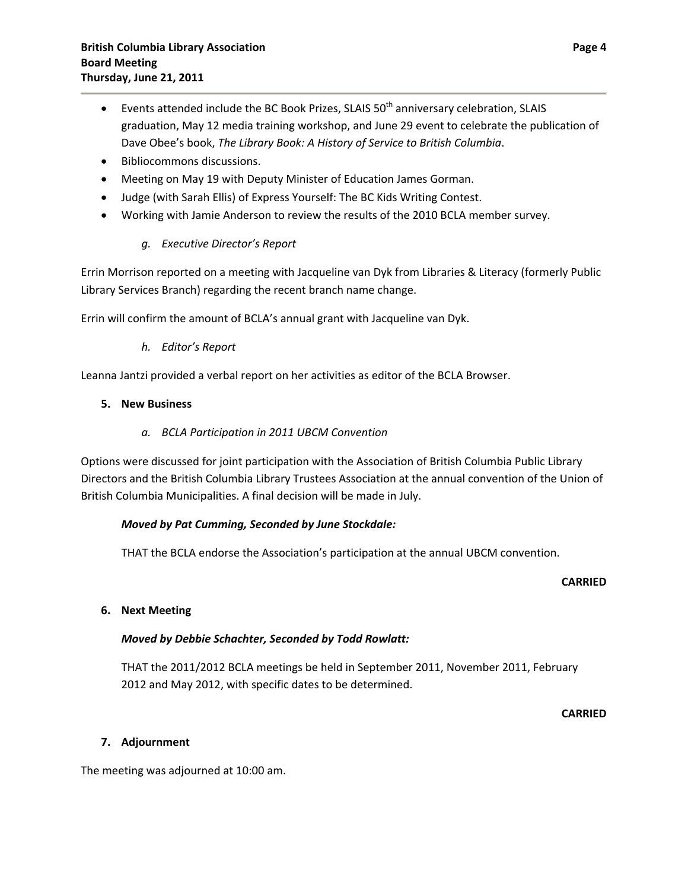- Events attended include the BC Book Prizes, SLAIS 50th anniversary celebration, SLAIS graduation, May 12 media training workshop, and June 29 event to celebrate the publication of Dave Obee's book, *The Library Book: A History of Service to British Columbia*.
- Bibliocommons discussions.
- Meeting on May 19 with Deputy Minister of Education James Gorman.
- Judge (with Sarah Ellis) of Express Yourself: The BC Kids Writing Contest.
- Working with Jamie Anderson to review the results of the 2010 BCLA member survey.

*g. Executive Director's Report*

Errin Morrison reported on a meeting with Jacqueline van Dyk from Libraries & Literacy (formerly Public Library Services Branch) regarding the recent branch name change.

Errin will confirm the amount of BCLA's annual grant with Jacqueline van Dyk.

*h. Editor's Report*

Leanna Jantzi provided a verbal report on her activities as editor of the BCLA Browser.

**5. New Business**

*a. BCLA Participation in 2011 UBCM Convention*

Options were discussed for joint participation with the Association of British Columbia Public Library Directors and the British Columbia Library Trustees Association at the annual convention of the Union of British Columbia Municipalities. A final decision will be made in July.

***Moved by Pat Cumming, Seconded by June Stockdale:***

THAT the BCLA endorse the Association's participation at the annual UBCM convention.

**CARRIED**

**6. Next Meeting**

***Moved by Debbie Schachter, Seconded by Todd Rowlatt:***

THAT the 2011/2012 BCLA meetings be held in September 2011, November 2011, February 2012 and May 2012, with specific dates to be determined.

**CARRIED**

**7. Adjournment**

The meeting was adjourned at 10:00 am.